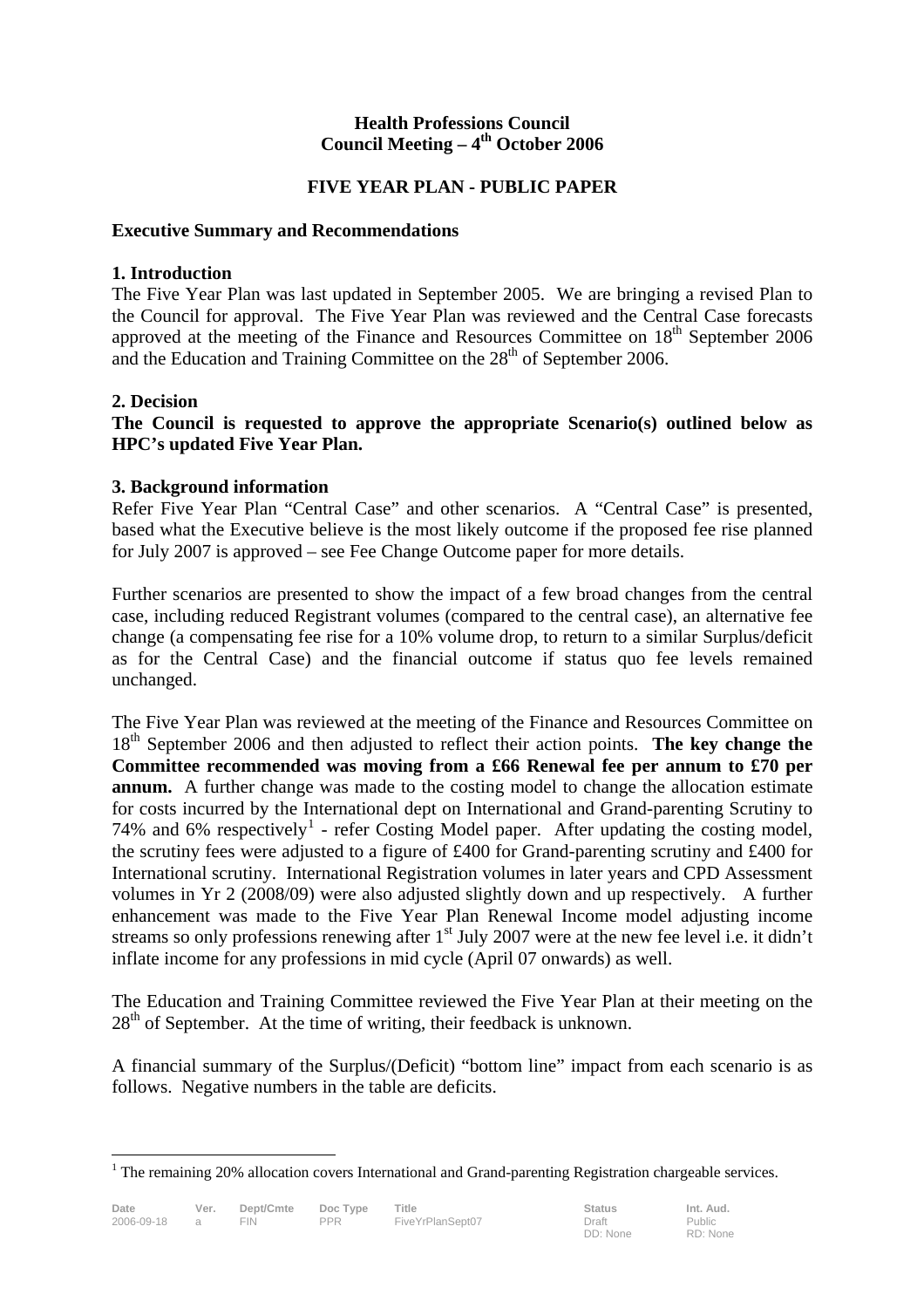**Health Professions Council**
**Council Meeting – 4th October 2006**

**FIVE YEAR PLAN - PUBLIC PAPER**

**Executive Summary and Recommendations**

**1. Introduction**

The Five Year Plan was last updated in September 2005. We are bringing a revised Plan to the Council for approval. The Five Year Plan was reviewed and the Central Case forecasts approved at the meeting of the Finance and Resources Committee on 18th September 2006 and the Education and Training Committee on the 28th of September 2006.

**2. Decision**

**The Council is requested to approve the appropriate Scenario(s) outlined below as HPC's updated Five Year Plan.**

**3. Background information**

Refer Five Year Plan "Central Case" and other scenarios. A "Central Case" is presented, based what the Executive believe is the most likely outcome if the proposed fee rise planned for July 2007 is approved – see Fee Change Outcome paper for more details.

Further scenarios are presented to show the impact of a few broad changes from the central case, including reduced Registrant volumes (compared to the central case), an alternative fee change (a compensating fee rise for a 10% volume drop, to return to a similar Surplus/deficit as for the Central Case) and the financial outcome if status quo fee levels remained unchanged.

The Five Year Plan was reviewed at the meeting of the Finance and Resources Committee on 18th September 2006 and then adjusted to reflect their action points. **The key change the Committee recommended was moving from a £66 Renewal fee per annum to £70 per annum.** A further change was made to the costing model to change the allocation estimate for costs incurred by the International dept on International and Grand-parenting Scrutiny to 74% and 6% respectively[1] - refer Costing Model paper. After updating the costing model, the scrutiny fees were adjusted to a figure of £400 for Grand-parenting scrutiny and £400 for International scrutiny. International Registration volumes in later years and CPD Assessment volumes in Yr 2 (2008/09) were also adjusted slightly down and up respectively. A further enhancement was made to the Five Year Plan Renewal Income model adjusting income streams so only professions renewing after 1st July 2007 were at the new fee level i.e. it didn't inflate income for any professions in mid cycle (April 07 onwards) as well.

The Education and Training Committee reviewed the Five Year Plan at their meeting on the 28th of September. At the time of writing, their feedback is unknown.

A financial summary of the Surplus/(Deficit) "bottom line" impact from each scenario is as follows. Negative numbers in the table are deficits.

[1] The remaining 20% allocation covers International and Grand-parenting Registration chargeable services.

| Date | Ver. | Dept/Cmte | Doc Type | Title | Status | Int. Aud. |
|---|---|---|---|---|---|---|
| 2006-09-18 | a | FIN | PPR | FiveYrPlanSept07 | Draft<br>DD: None | Public<br>RD: None |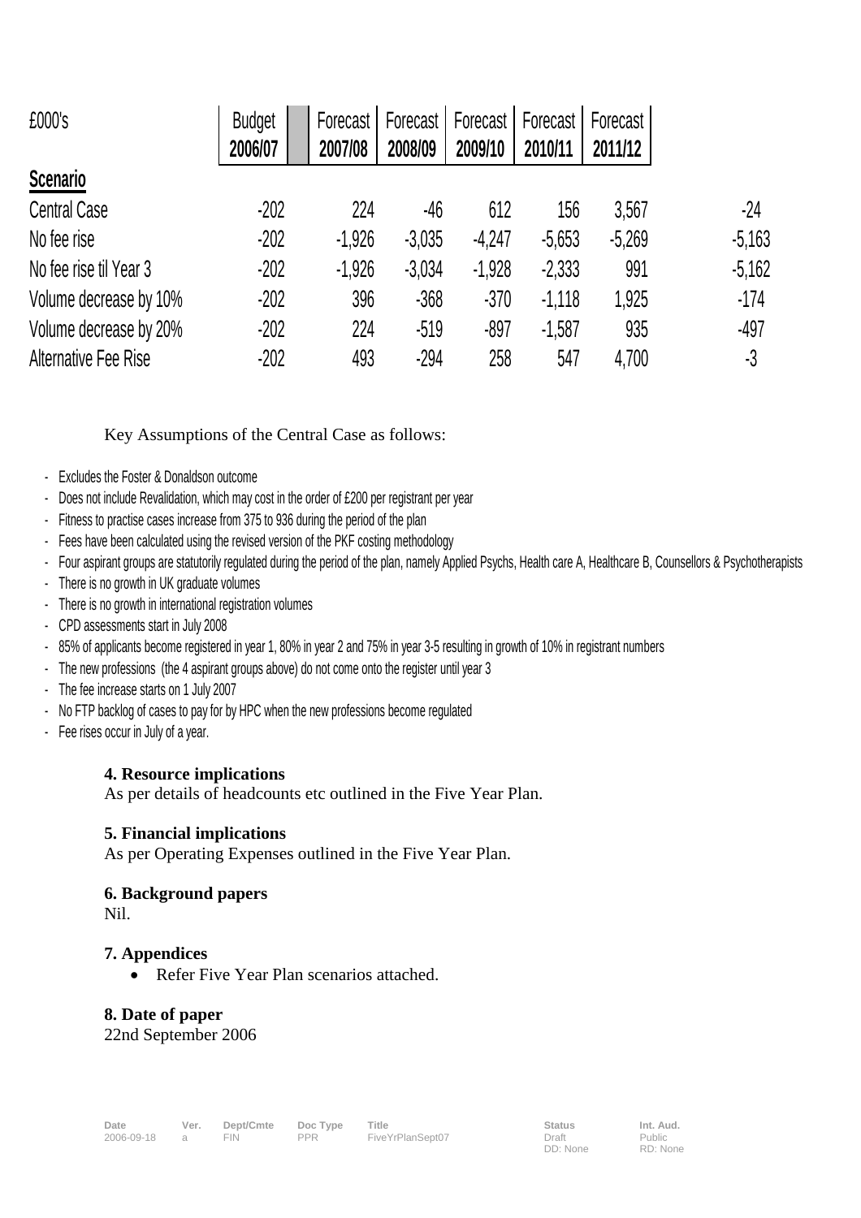| £000's | Budget 2006/07 | Forecast 2007/08 | Forecast 2008/09 | Forecast 2009/10 | Forecast 2010/11 | Forecast 2011/12 | |
|---|---|---|---|---|---|---|---|
| **Scenario** | | | | | | | |
| Central Case | -202 | 224 | -46 | 612 | 156 | 3,567 | -24 |
| No fee rise | -202 | -1,926 | -3,035 | -4,247 | -5,653 | -5,269 | -5,163 |
| No fee rise til Year 3 | -202 | -1,926 | -3,034 | -1,928 | -2,333 | 991 | -5,162 |
| Volume decrease by 10% | -202 | 396 | -368 | -370 | -1,118 | 1,925 | -174 |
| Volume decrease by 20% | -202 | 224 | -519 | -897 | -1,587 | 935 | -497 |
| Alternative Fee Rise | -202 | 493 | -294 | 258 | 547 | 4,700 | -3 |

Key Assumptions of the Central Case as follows:

- Excludes the Foster & Donaldson outcome
- Does not include Revalidation, which may cost in the order of £200 per registrant per year
- Fitness to practise cases increase from 375 to 936 during the period of the plan
- Fees have been calculated using the revised version of the PKF costing methodology
- Four aspirant groups are statutorily regulated during the period of the plan, namely Applied Psychs, Health care A, Healthcare B, Counsellors & Psychotherapists
- There is no growth in UK graduate volumes
- There is no growth in international registration volumes
- CPD assessments start in July 2008
- 85% of applicants become registered in year 1, 80% in year 2 and 75% in year 3-5 resulting in growth of 10% in registrant numbers
- The new professions (the 4 aspirant groups above) do not come onto the register until year 3
- The fee increase starts on 1 July 2007
- No FTP backlog of cases to pay for by HPC when the new professions become regulated
- Fee rises occur in July of a year.

**4. Resource implications**

As per details of headcounts etc outlined in the Five Year Plan.

**5. Financial implications**

As per Operating Expenses outlined in the Five Year Plan.

**6. Background papers**

Nil.

**7. Appendices**

- Refer Five Year Plan scenarios attached.

**8. Date of paper**

22nd September 2006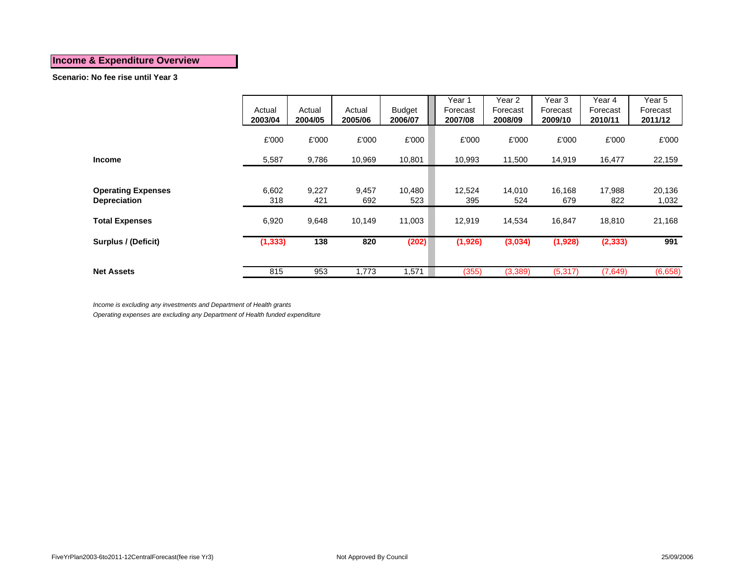## Income & Expenditure Overview

**Scenario: No fee rise until Year 3**

| | Actual 2003/04 | Actual 2004/05 | Actual 2005/06 | Budget 2006/07 | Year 1 Forecast 2007/08 | Year 2 Forecast 2008/09 | Year 3 Forecast 2009/10 | Year 4 Forecast 2010/11 | Year 5 Forecast 2011/12 |
|---|---|---|---|---|---|---|---|---|---|
| | £'000 | £'000 | £'000 | £'000 | £'000 | £'000 | £'000 | £'000 | £'000 |
| **Income** | 5,587 | 9,786 | 10,969 | 10,801 | 10,993 | 11,500 | 14,919 | 16,477 | 22,159 |
| **Operating Expenses** | 6,602 | 9,227 | 9,457 | 10,480 | 12,524 | 14,010 | 16,168 | 17,988 | 20,136 |
| **Depreciation** | 318 | 421 | 692 | 523 | 395 | 524 | 679 | 822 | 1,032 |
| **Total Expenses** | 6,920 | 9,648 | 10,149 | 11,003 | 12,919 | 14,534 | 16,847 | 18,810 | 21,168 |
| **Surplus / (Deficit)** | **(1,333)** | **138** | **820** | **(202)** | **(1,926)** | **(3,034)** | **(1,928)** | **(2,333)** | **991** |
| **Net Assets** | 815 | 953 | 1,773 | 1,571 | (355) | (3,389) | (5,317) | (7,649) | (6,658) |

*Income is excluding any investments and Department of Health grants*

*Operating expenses are excluding any Department of Health funded expenditure*

FiveYrPlan2003-6to2011-12CentralForecast(fee rise Yr3) Not Approved By Council 25/09/2006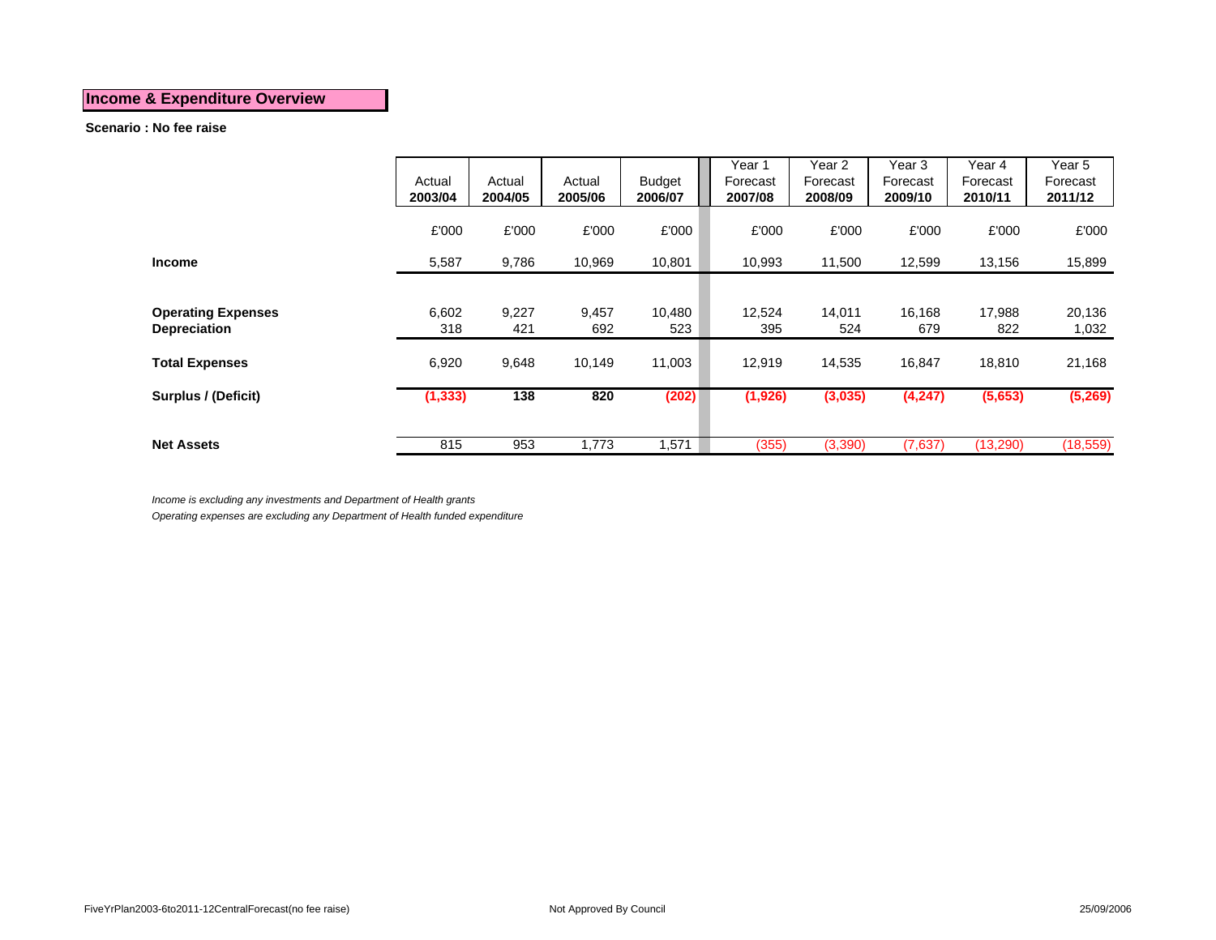## Income & Expenditure Overview

**Scenario : No fee raise**

| | Actual 2003/04 | Actual 2004/05 | Actual 2005/06 | Budget 2006/07 | Year 1 Forecast 2007/08 | Year 2 Forecast 2008/09 | Year 3 Forecast 2009/10 | Year 4 Forecast 2010/11 | Year 5 Forecast 2011/12 |
|---|---|---|---|---|---|---|---|---|---|
| | £'000 | £'000 | £'000 | £'000 | £'000 | £'000 | £'000 | £'000 | £'000 |
| **Income** | 5,587 | 9,786 | 10,969 | 10,801 | 10,993 | 11,500 | 12,599 | 13,156 | 15,899 |
| **Operating Expenses** | 6,602 | 9,227 | 9,457 | 10,480 | 12,524 | 14,011 | 16,168 | 17,988 | 20,136 |
| **Depreciation** | 318 | 421 | 692 | 523 | 395 | 524 | 679 | 822 | 1,032 |
| **Total Expenses** | 6,920 | 9,648 | 10,149 | 11,003 | 12,919 | 14,535 | 16,847 | 18,810 | 21,168 |
| **Surplus / (Deficit)** | **(1,333)** | **138** | **820** | **(202)** | **(1,926)** | **(3,035)** | **(4,247)** | **(5,653)** | **(5,269)** |
| **Net Assets** | 815 | 953 | 1,773 | 1,571 | (355) | (3,390) | (7,637) | (13,290) | (18,559) |

*Income is excluding any investments and Department of Health grants*

*Operating expenses are excluding any Department of Health funded expenditure*

FiveYrPlan2003-6to2011-12CentralForecast(no fee raise) Not Approved By Council 25/09/2006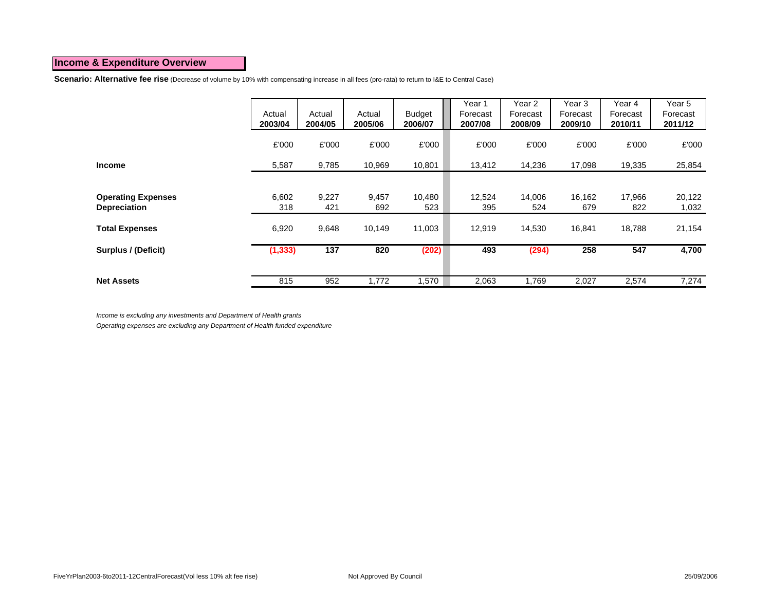## Income & Expenditure Overview

**Scenario: Alternative fee rise** (Decrease of volume by 10% with compensating increase in all fees (pro-rata) to return to I&E to Central Case)

| | Actual 2003/04 | Actual 2004/05 | Actual 2005/06 | Budget 2006/07 | Year 1 Forecast 2007/08 | Year 2 Forecast 2008/09 | Year 3 Forecast 2009/10 | Year 4 Forecast 2010/11 | Year 5 Forecast 2011/12 |
|---|---|---|---|---|---|---|---|---|---|
| | £'000 | £'000 | £'000 | £'000 | £'000 | £'000 | £'000 | £'000 | £'000 |
| **Income** | 5,587 | 9,785 | 10,969 | 10,801 | 13,412 | 14,236 | 17,098 | 19,335 | 25,854 |
| **Operating Expenses** | 6,602 | 9,227 | 9,457 | 10,480 | 12,524 | 14,006 | 16,162 | 17,966 | 20,122 |
| **Depreciation** | 318 | 421 | 692 | 523 | 395 | 524 | 679 | 822 | 1,032 |
| **Total Expenses** | 6,920 | 9,648 | 10,149 | 11,003 | 12,919 | 14,530 | 16,841 | 18,788 | 21,154 |
| **Surplus / (Deficit)** | **(1,333)** | **137** | **820** | **(202)** | **493** | **(294)** | **258** | **547** | **4,700** |
| **Net Assets** | 815 | 952 | 1,772 | 1,570 | 2,063 | 1,769 | 2,027 | 2,574 | 7,274 |

*Income is excluding any investments and Department of Health grants*

*Operating expenses are excluding any Department of Health funded expenditure*

FiveYrPlan2003-6to2011-12CentralForecast(Vol less 10% alt fee rise) Not Approved By Council 25/09/2006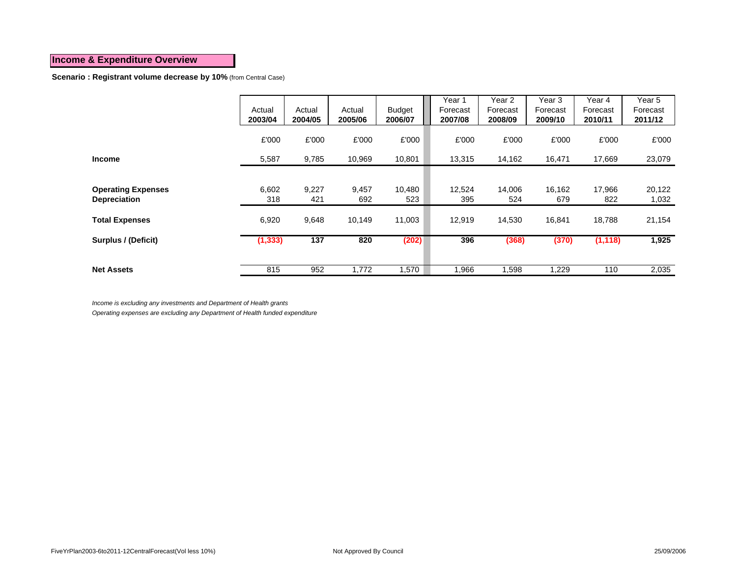## Income & Expenditure Overview

**Scenario : Registrant volume decrease by 10%** (from Central Case)

| | Actual **2003/04** | Actual **2004/05** | Actual **2005/06** | Budget **2006/07** | Year 1 Forecast **2007/08** | Year 2 Forecast **2008/09** | Year 3 Forecast **2009/10** | Year 4 Forecast **2010/11** | Year 5 Forecast **2011/12** |
|---|---|---|---|---|---|---|---|---|---|
| | £'000 | £'000 | £'000 | £'000 | £'000 | £'000 | £'000 | £'000 | £'000 |
| **Income** | 5,587 | 9,785 | 10,969 | 10,801 | 13,315 | 14,162 | 16,471 | 17,669 | 23,079 |
| **Operating Expenses** | 6,602 | 9,227 | 9,457 | 10,480 | 12,524 | 14,006 | 16,162 | 17,966 | 20,122 |
| **Depreciation** | 318 | 421 | 692 | 523 | 395 | 524 | 679 | 822 | 1,032 |
| **Total Expenses** | 6,920 | 9,648 | 10,149 | 11,003 | 12,919 | 14,530 | 16,841 | 18,788 | 21,154 |
| **Surplus / (Deficit)** | **(1,333)** | **137** | **820** | **(202)** | **396** | **(368)** | **(370)** | **(1,118)** | **1,925** |
| **Net Assets** | 815 | 952 | 1,772 | 1,570 | 1,966 | 1,598 | 1,229 | 110 | 2,035 |

*Income is excluding any investments and Department of Health grants*

*Operating expenses are excluding any Department of Health funded expenditure*

FiveYrPlan2003-6to2011-12CentralForecast(Vol less 10%) Not Approved By Council 25/09/2006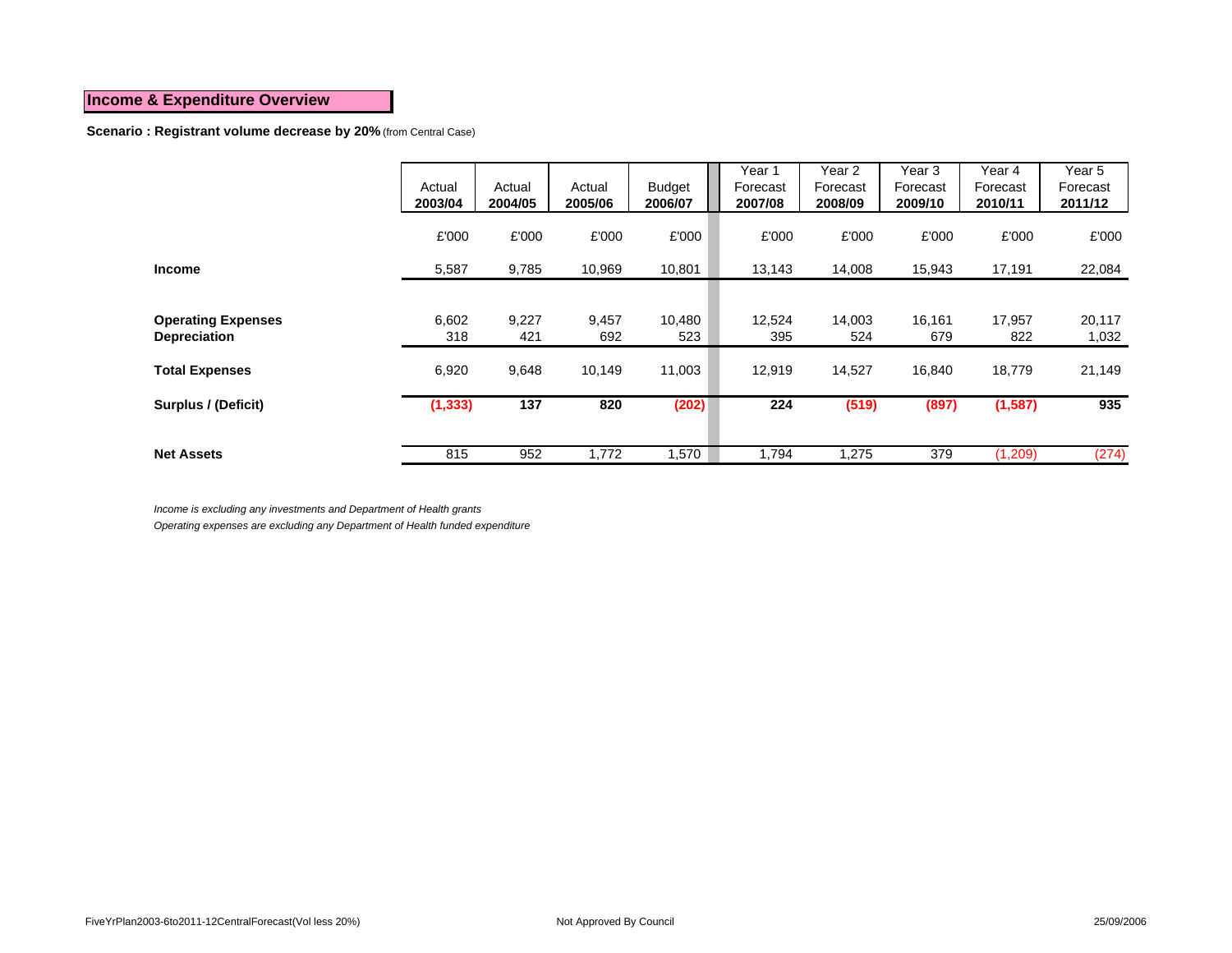## Income & Expenditure Overview

**Scenario : Registrant volume decrease by 20%** (from Central Case)

| | Actual 2003/04 | Actual 2004/05 | Actual 2005/06 | Budget 2006/07 | Year 1 Forecast 2007/08 | Year 2 Forecast 2008/09 | Year 3 Forecast 2009/10 | Year 4 Forecast 2010/11 | Year 5 Forecast 2011/12 |
|---|---|---|---|---|---|---|---|---|---|
| | £'000 | £'000 | £'000 | £'000 | £'000 | £'000 | £'000 | £'000 | £'000 |
| **Income** | 5,587 | 9,785 | 10,969 | 10,801 | 13,143 | 14,008 | 15,943 | 17,191 | 22,084 |
| **Operating Expenses** | 6,602 | 9,227 | 9,457 | 10,480 | 12,524 | 14,003 | 16,161 | 17,957 | 20,117 |
| **Depreciation** | 318 | 421 | 692 | 523 | 395 | 524 | 679 | 822 | 1,032 |
| **Total Expenses** | 6,920 | 9,648 | 10,149 | 11,003 | 12,919 | 14,527 | 16,840 | 18,779 | 21,149 |
| **Surplus / (Deficit)** | **(1,333)** | **137** | **820** | **(202)** | **224** | **(519)** | **(897)** | **(1,587)** | **935** |
| **Net Assets** | 815 | 952 | 1,772 | 1,570 | 1,794 | 1,275 | 379 | (1,209) | (274) |

*Income is excluding any investments and Department of Health grants*

*Operating expenses are excluding any Department of Health funded expenditure*

FiveYrPlan2003-6to2011-12CentralForecast(Vol less 20%) Not Approved By Council 25/09/2006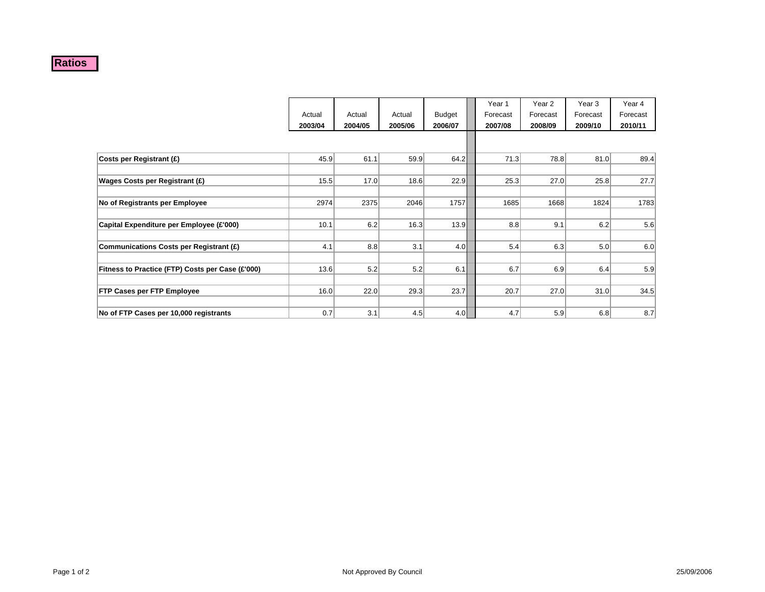# Ratios

| | Actual 2003/04 | Actual 2004/05 | Actual 2005/06 | Budget 2006/07 | Year 1 Forecast 2007/08 | Year 2 Forecast 2008/09 | Year 3 Forecast 2009/10 | Year 4 Forecast 2010/11 |
|---|---|---|---|---|---|---|---|---|
| **Costs per Registrant (£)** | 45.9 | 61.1 | 59.9 | 64.2 | 71.3 | 78.8 | 81.0 | 89.4 |
| **Wages Costs per Registrant (£)** | 15.5 | 17.0 | 18.6 | 22.9 | 25.3 | 27.0 | 25.8 | 27.7 |
| **No of Registrants per Employee** | 2974 | 2375 | 2046 | 1757 | 1685 | 1668 | 1824 | 1783 |
| **Capital Expenditure per Employee (£'000)** | 10.1 | 6.2 | 16.3 | 13.9 | 8.8 | 9.1 | 6.2 | 5.6 |
| **Communications Costs per Registrant (£)** | 4.1 | 8.8 | 3.1 | 4.0 | 5.4 | 6.3 | 5.0 | 6.0 |
| **Fitness to Practice (FTP) Costs per Case (£'000)** | 13.6 | 5.2 | 5.2 | 6.1 | 6.7 | 6.9 | 6.4 | 5.9 |
| **FTP Cases per FTP Employee** | 16.0 | 22.0 | 29.3 | 23.7 | 20.7 | 27.0 | 31.0 | 34.5 |
| **No of FTP Cases per 10,000 registrants** | 0.7 | 3.1 | 4.5 | 4.0 | 4.7 | 5.9 | 6.8 | 8.7 |

Not Approved By Council

25/09/2006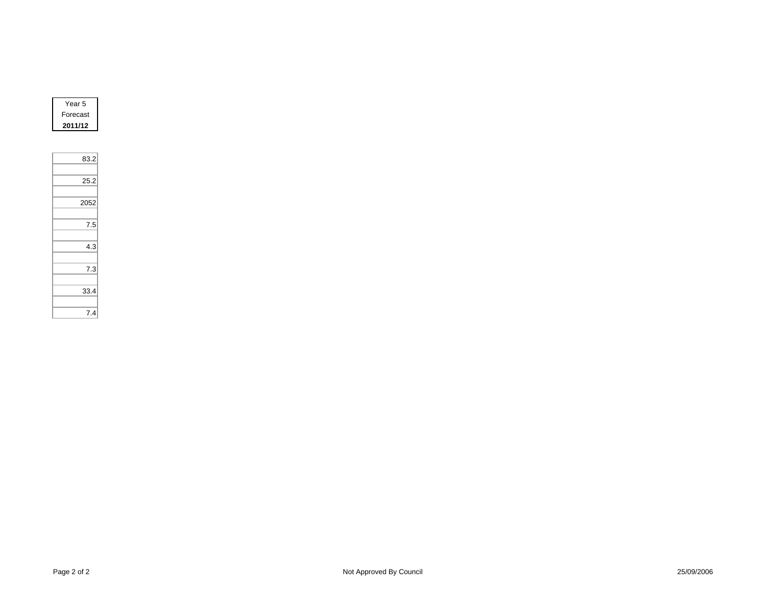| Year 5 Forecast **2011/12** |
| --- |
| 83.2 |
| |
| 25.2 |
| |
| 2052 |
| |
| 7.5 |
| |
| 4.3 |
| |
| 7.3 |
| |
| 33.4 |
| |
| 7.4 |

Not Approved By Council

25/09/2006